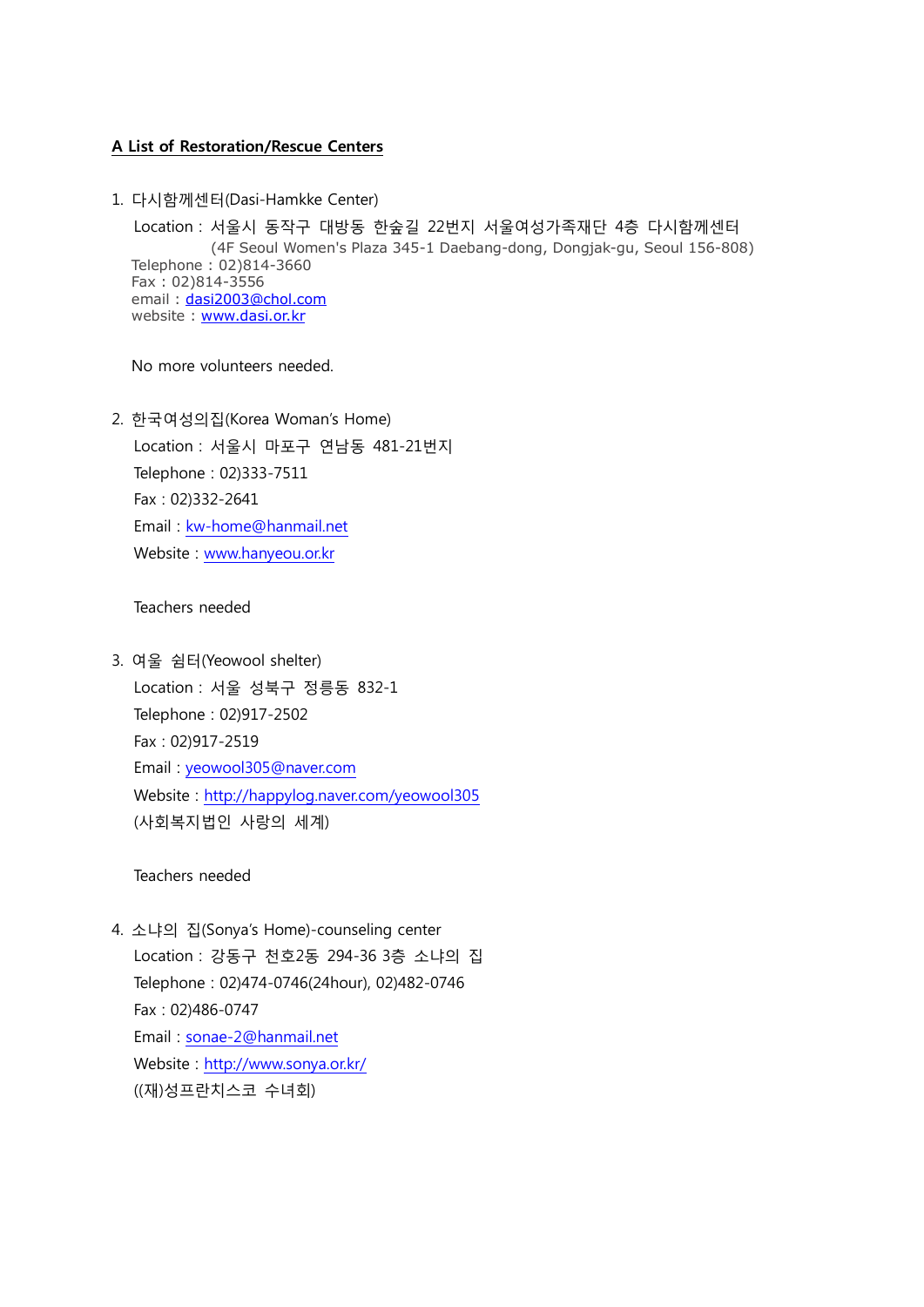**A List of Restoration/Rescue Centers**

1. 다시함께센터(Dasi-Hamkke Center)

   Location : 서울시 동작구 대방동 한숲길 22번지 서울여성가족재단 4층 다시함께센터
   (4F Seoul Women's Plaza 345-1 Daebang-dong, Dongjak-gu, Seoul 156-808)
   Telephone : 02)814-3660
   Fax : 02)814-3556
   email : dasi2003@chol.com
   website : www.dasi.or.kr

   No more volunteers needed.

2. 한국여성의집(Korea Woman's Home)

   Location : 서울시 마포구 연남동 481-21번지
   Telephone : 02)333-7511
   Fax : 02)332-2641
   Email : kw-home@hanmail.net
   Website : www.hanyeou.or.kr

   Teachers needed

3. 여울 쉼터(Yeowool shelter)

   Location : 서울 성북구 정릉동 832-1
   Telephone : 02)917-2502
   Fax : 02)917-2519
   Email : yeowool305@naver.com
   Website : http://happylog.naver.com/yeowool305
   (사회복지법인 사랑의 세계)

   Teachers needed

4. 소냐의 집(Sonya's Home)-counseling center

   Location : 강동구 천호2동 294-36 3층 소냐의 집
   Telephone : 02)474-0746(24hour), 02)482-0746
   Fax : 02)486-0747
   Email : sonae-2@hanmail.net
   Website : http://www.sonya.or.kr/
   ((재)성프란치스코 수녀회)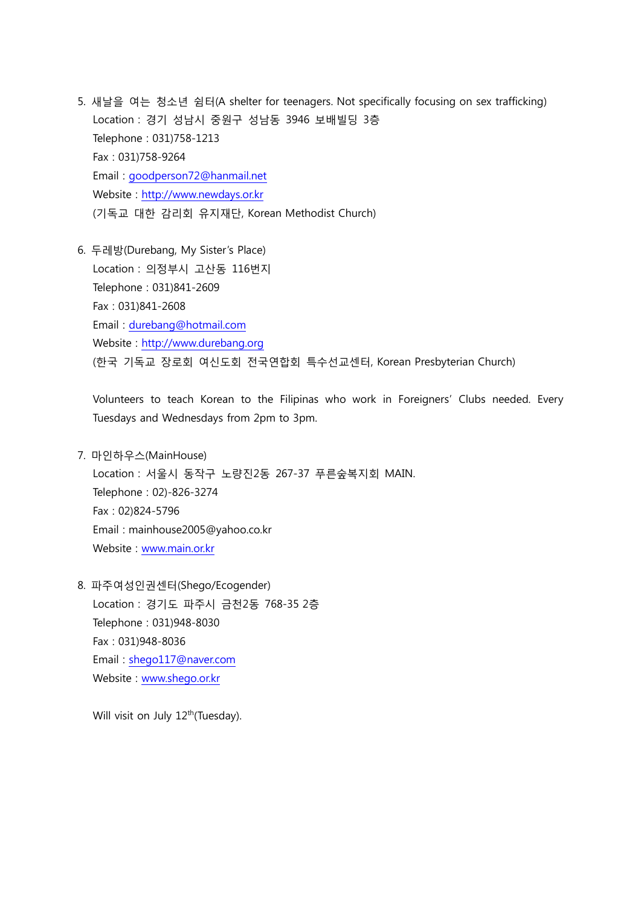5. 새날을 여는 청소년 쉼터(A shelter for teenagers. Not specifically focusing on sex trafficking)
   Location : 경기 성남시 중원구 성남동 3946 보배빌딩 3층
   Telephone : 031)758-1213
   Fax : 031)758-9264
   Email : goodperson72@hanmail.net
   Website : http://www.newdays.or.kr
   (기독교 대한 감리회 유지재단, Korean Methodist Church)

6. 두레방(Durebang, My Sister's Place)
   Location : 의정부시 고산동 116번지
   Telephone : 031)841-2609
   Fax : 031)841-2608
   Email : durebang@hotmail.com
   Website : http://www.durebang.org
   (한국 기독교 장로회 여신도회 전국연합회 특수선교센터, Korean Presbyterian Church)

   Volunteers to teach Korean to the Filipinas who work in Foreigners' Clubs needed. Every Tuesdays and Wednesdays from 2pm to 3pm.

7. 마인하우스(MainHouse)
   Location : 서울시 동작구 노량진2동 267-37 푸른숲복지회 MAIN.
   Telephone : 02)-826-3274
   Fax : 02)824-5796
   Email : mainhouse2005@yahoo.co.kr
   Website : www.main.or.kr

8. 파주여성인권센터(Shego/Ecogender)
   Location : 경기도 파주시 금천2동 768-35 2층
   Telephone : 031)948-8030
   Fax : 031)948-8036
   Email : shego117@naver.com
   Website : www.shego.or.kr

   Will visit on July 12th(Tuesday).